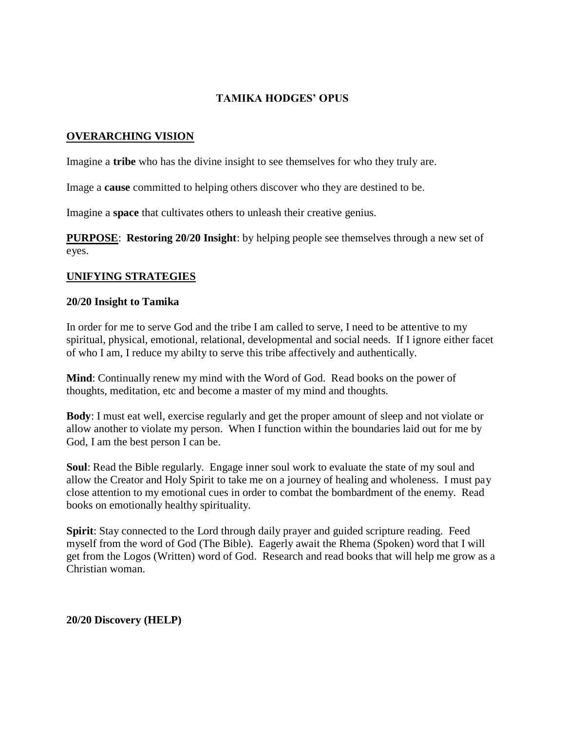# TAMIKA HODGES' OPUS

## OVERARCHING VISION

Imagine a **tribe** who has the divine insight to see themselves for who they truly are.

Image a **cause** committed to helping others discover who they are destined to be.

Imagine a **space** that cultivates others to unleash their creative genius.

**PURPOSE**: **Restoring 20/20 Insight**: by helping people see themselves through a new set of eyes.

## UNIFYING STRATEGIES

### 20/20 Insight to Tamika

In order for me to serve God and the tribe I am called to serve, I need to be attentive to my spiritual, physical, emotional, relational, developmental and social needs. If I ignore either facet of who I am, I reduce my abilty to serve this tribe affectively and authentically.

**Mind**: Continually renew my mind with the Word of God. Read books on the power of thoughts, meditation, etc and become a master of my mind and thoughts.

**Body**: I must eat well, exercise regularly and get the proper amount of sleep and not violate or allow another to violate my person. When I function within the boundaries laid out for me by God, I am the best person I can be.

**Soul**: Read the Bible regularly. Engage inner soul work to evaluate the state of my soul and allow the Creator and Holy Spirit to take me on a journey of healing and wholeness. I must pay close attention to my emotional cues in order to combat the bombardment of the enemy. Read books on emotionally healthy spirituality.

**Spirit**: Stay connected to the Lord through daily prayer and guided scripture reading. Feed myself from the word of God (The Bible). Eagerly await the Rhema (Spoken) word that I will get from the Logos (Written) word of God. Research and read books that will help me grow as a Christian woman.

### 20/20 Discovery (HELP)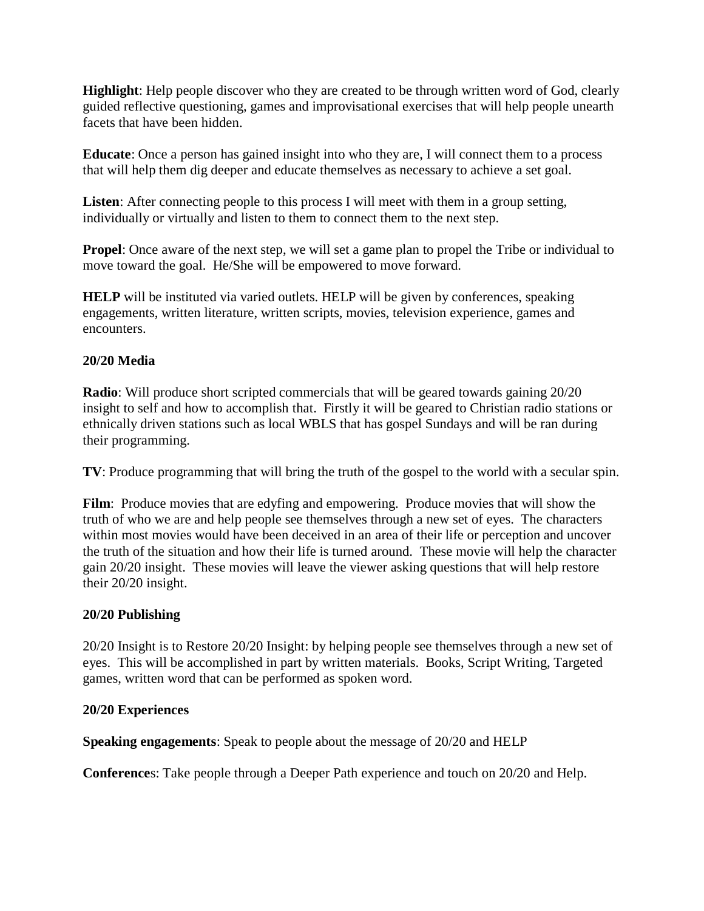**Highlight**: Help people discover who they are created to be through written word of God, clearly guided reflective questioning, games and improvisational exercises that will help people unearth facets that have been hidden.

**Educate**: Once a person has gained insight into who they are, I will connect them to a process that will help them dig deeper and educate themselves as necessary to achieve a set goal.

**Listen**: After connecting people to this process I will meet with them in a group setting, individually or virtually and listen to them to connect them to the next step.

**Propel**: Once aware of the next step, we will set a game plan to propel the Tribe or individual to move toward the goal. He/She will be empowered to move forward.

**HELP** will be instituted via varied outlets. HELP will be given by conferences, speaking engagements, written literature, written scripts, movies, television experience, games and encounters.

**20/20 Media**

**Radio**: Will produce short scripted commercials that will be geared towards gaining 20/20 insight to self and how to accomplish that. Firstly it will be geared to Christian radio stations or ethnically driven stations such as local WBLS that has gospel Sundays and will be ran during their programming.

**TV**: Produce programming that will bring the truth of the gospel to the world with a secular spin.

**Film**: Produce movies that are edyfing and empowering. Produce movies that will show the truth of who we are and help people see themselves through a new set of eyes. The characters within most movies would have been deceived in an area of their life or perception and uncover the truth of the situation and how their life is turned around. These movie will help the character gain 20/20 insight. These movies will leave the viewer asking questions that will help restore their 20/20 insight.

**20/20 Publishing**

20/20 Insight is to Restore 20/20 Insight: by helping people see themselves through a new set of eyes. This will be accomplished in part by written materials. Books, Script Writing, Targeted games, written word that can be performed as spoken word.

**20/20 Experiences**

**Speaking engagements**: Speak to people about the message of 20/20 and HELP

**Conference**s: Take people through a Deeper Path experience and touch on 20/20 and Help.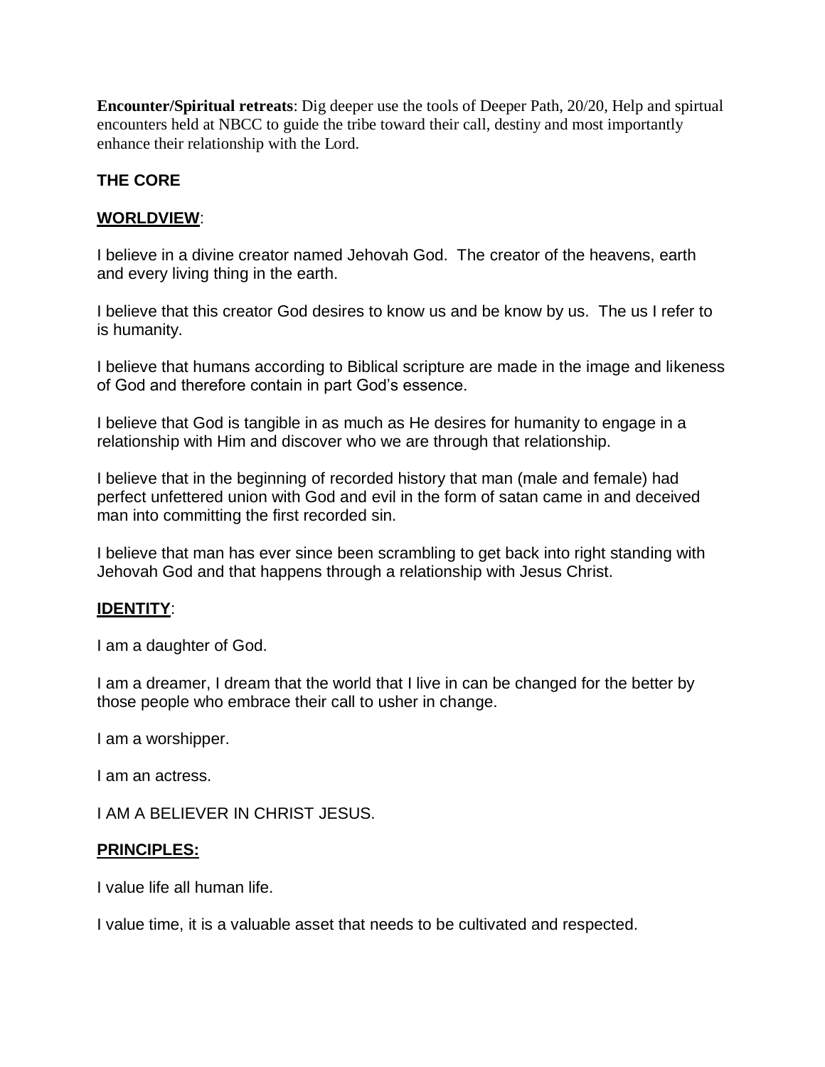**Encounter/Spiritual retreats**: Dig deeper use the tools of Deeper Path, 20/20, Help and spirtual encounters held at NBCC to guide the tribe toward their call, destiny and most importantly enhance their relationship with the Lord.

**THE CORE**

**WORLDVIEW**:

I believe in a divine creator named Jehovah God. The creator of the heavens, earth and every living thing in the earth.

I believe that this creator God desires to know us and be know by us. The us I refer to is humanity.

I believe that humans according to Biblical scripture are made in the image and likeness of God and therefore contain in part God's essence.

I believe that God is tangible in as much as He desires for humanity to engage in a relationship with Him and discover who we are through that relationship.

I believe that in the beginning of recorded history that man (male and female) had perfect unfettered union with God and evil in the form of satan came in and deceived man into committing the first recorded sin.

I believe that man has ever since been scrambling to get back into right standing with Jehovah God and that happens through a relationship with Jesus Christ.

**IDENTITY**:

I am a daughter of God.

I am a dreamer, I dream that the world that I live in can be changed for the better by those people who embrace their call to usher in change.

I am a worshipper.

I am an actress.

I AM A BELIEVER IN CHRIST JESUS.

**PRINCIPLES:**

I value life all human life.

I value time, it is a valuable asset that needs to be cultivated and respected.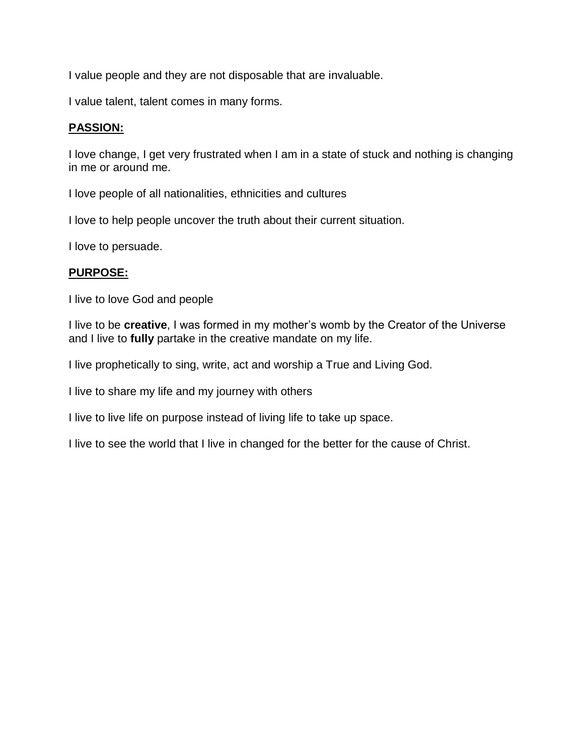I value people and they are not disposable that are invaluable.

I value talent, talent comes in many forms.

**PASSION:**

I love change, I get very frustrated when I am in a state of stuck and nothing is changing in me or around me.

I love people of all nationalities, ethnicities and cultures

I love to help people uncover the truth about their current situation.

I love to persuade.

**PURPOSE:**

I live to love God and people

I live to be **creative**, I was formed in my mother's womb by the Creator of the Universe and I live to **fully** partake in the creative mandate on my life.

I live prophetically to sing, write, act and worship a True and Living God.

I live to share my life and my journey with others

I live to live life on purpose instead of living life to take up space.

I live to see the world that I live in changed for the better for the cause of Christ.